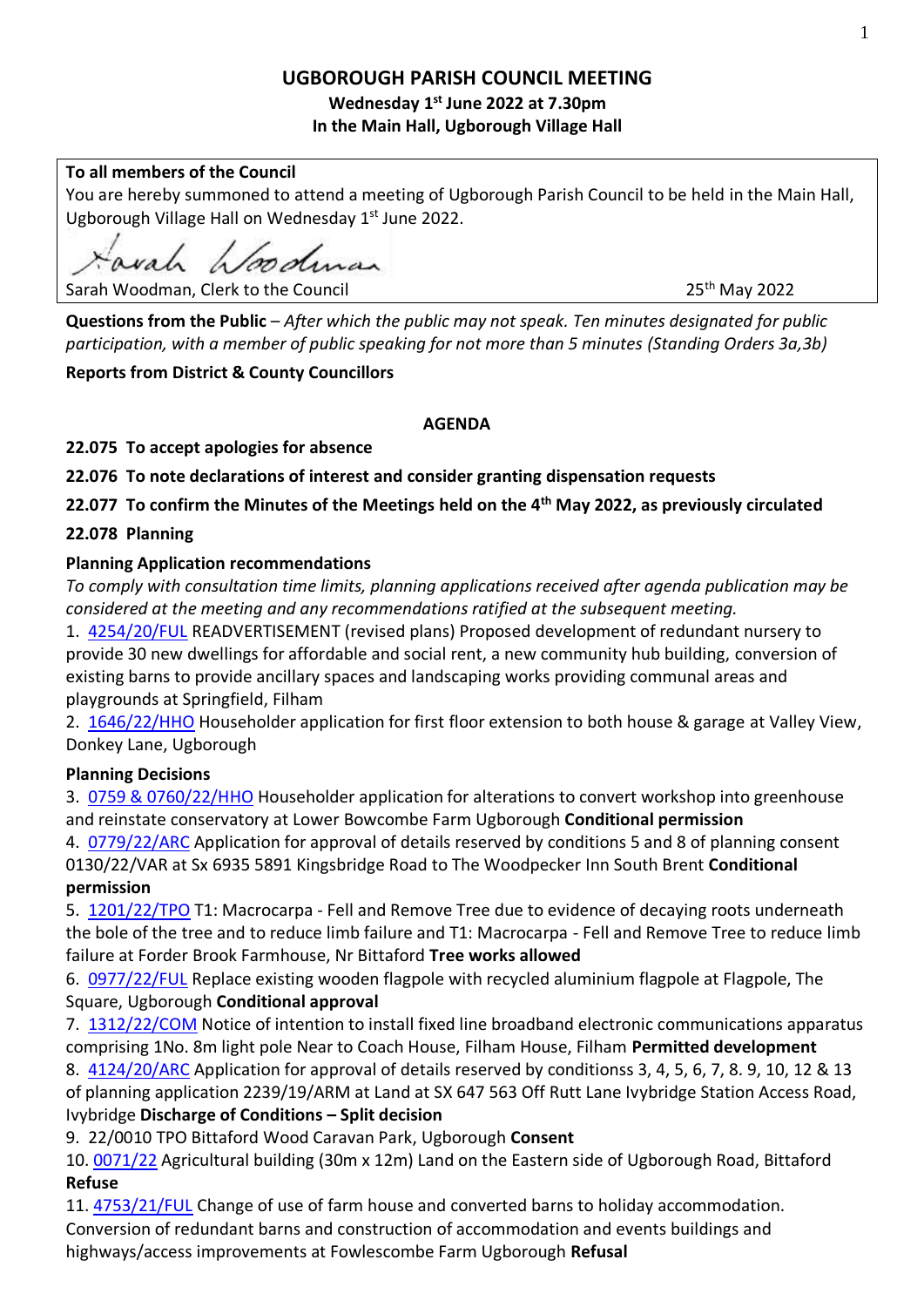# UGBOROUGH PARISH COUNCIL MEETING

**Wednesday 1st June 2022 at 7.30pm**
**In the Main Hall, Ugborough Village Hall**

**To all members of the Council**
You are hereby summoned to attend a meeting of Ugborough Parish Council to be held in the Main Hall, Ugborough Village Hall on Wednesday 1st June 2022.

Sarah Woodman, Clerk to the Council — 25th May 2022

**Questions from the Public** – *After which the public may not speak. Ten minutes designated for public participation, with a member of public speaking for not more than 5 minutes (Standing Orders 3a,3b)*

**Reports from District & County Councillors**

## AGENDA

**22.075 To accept apologies for absence**

**22.076 To note declarations of interest and consider granting dispensation requests**

**22.077 To confirm the Minutes of the Meetings held on the 4th May 2022, as previously circulated**

**22.078 Planning**

**Planning Application recommendations**

*To comply with consultation time limits, planning applications received after agenda publication may be considered at the meeting and any recommendations ratified at the subsequent meeting.*

1. 4254/20/FUL READVERTISEMENT (revised plans) Proposed development of redundant nursery to provide 30 new dwellings for affordable and social rent, a new community hub building, conversion of existing barns to provide ancillary spaces and landscaping works providing communal areas and playgrounds at Springfield, Filham
2. 1646/22/HHO Householder application for first floor extension to both house & garage at Valley View, Donkey Lane, Ugborough

**Planning Decisions**

3. 0759 & 0760/22/HHO Householder application for alterations to convert workshop into greenhouse and reinstate conservatory at Lower Bowcombe Farm Ugborough **Conditional permission**
4. 0779/22/ARC Application for approval of details reserved by conditions 5 and 8 of planning consent 0130/22/VAR at Sx 6935 5891 Kingsbridge Road to The Woodpecker Inn South Brent **Conditional permission**
5. 1201/22/TPO T1: Macrocarpa - Fell and Remove Tree due to evidence of decaying roots underneath the bole of the tree and to reduce limb failure and T1: Macrocarpa - Fell and Remove Tree to reduce limb failure at Forder Brook Farmhouse, Nr Bittaford **Tree works allowed**
6. 0977/22/FUL Replace existing wooden flagpole with recycled aluminium flagpole at Flagpole, The Square, Ugborough **Conditional approval**
7. 1312/22/COM Notice of intention to install fixed line broadband electronic communications apparatus comprising 1No. 8m light pole Near to Coach House, Filham House, Filham **Permitted development**
8. 4124/20/ARC Application for approval of details reserved by conditionss 3, 4, 5, 6, 7, 8. 9, 10, 12 & 13 of planning application 2239/19/ARM at Land at SX 647 563 Off Rutt Lane Ivybridge Station Access Road, Ivybridge **Discharge of Conditions – Split decision**
9. 22/0010 TPO Bittaford Wood Caravan Park, Ugborough **Consent**
10. 0071/22 Agricultural building (30m x 12m) Land on the Eastern side of Ugborough Road, Bittaford **Refuse**
11. 4753/21/FUL Change of use of farm house and converted barns to holiday accommodation. Conversion of redundant barns and construction of accommodation and events buildings and highways/access improvements at Fowlescombe Farm Ugborough **Refusal**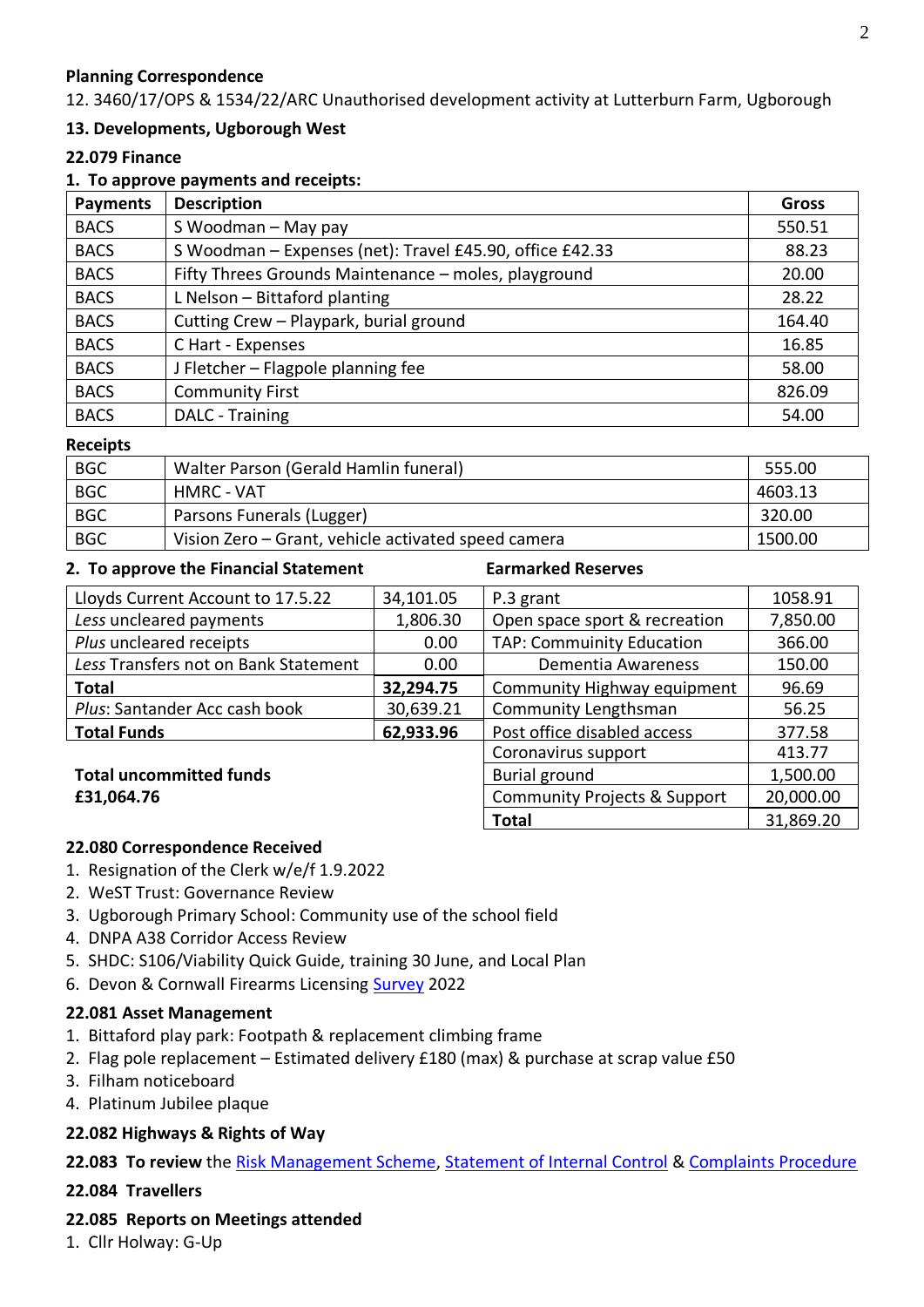**Planning Correspondence**

12. 3460/17/OPS & 1534/22/ARC Unauthorised development activity at Lutterburn Farm, Ugborough

**13. Developments, Ugborough West**

**22.079 Finance**

**1. To approve payments and receipts:**

| Payments | Description | Gross |
|---|---|---|
| BACS | S Woodman – May pay | 550.51 |
| BACS | S Woodman – Expenses (net): Travel £45.90, office £42.33 | 88.23 |
| BACS | Fifty Threes Grounds Maintenance – moles, playground | 20.00 |
| BACS | L Nelson – Bittaford planting | 28.22 |
| BACS | Cutting Crew – Playpark, burial ground | 164.40 |
| BACS | C Hart - Expenses | 16.85 |
| BACS | J Fletcher – Flagpole planning fee | 58.00 |
| BACS | Community First | 826.09 |
| BACS | DALC - Training | 54.00 |

**Receipts**

| | | |
|---|---|---|
| BGC | Walter Parson (Gerald Hamlin funeral) | 555.00 |
| BGC | HMRC - VAT | 4603.13 |
| BGC | Parsons Funerals (Lugger) | 320.00 |
| BGC | Vision Zero – Grant, vehicle activated speed camera | 1500.00 |

**2. To approve the Financial Statement**

| | |
|---|---|
| Lloyds Current Account to 17.5.22 | 34,101.05 |
| *Less* uncleared payments | 1,806.30 |
| *Plus* uncleared receipts | 0.00 |
| *Less* Transfers not on Bank Statement | 0.00 |
| **Total** | **32,294.75** |
| *Plus*: Santander Acc cash book | 30,639.21 |
| **Total Funds** | **62,933.96** |

**Total uncommitted funds £31,064.76**

**Earmarked Reserves**

| | |
|---|---|
| P.3 grant | 1058.91 |
| Open space sport & recreation | 7,850.00 |
| TAP: Commuinity Education | 366.00 |
| Dementia Awareness | 150.00 |
| Community Highway equipment | 96.69 |
| Community Lengthsman | 56.25 |
| Post office disabled access | 377.58 |
| Coronavirus support | 413.77 |
| Burial ground | 1,500.00 |
| Community Projects & Support | 20,000.00 |
| **Total** | 31,869.20 |

**22.080 Correspondence Received**

1. Resignation of the Clerk w/e/f 1.9.2022
2. WeST Trust: Governance Review
3. Ugborough Primary School: Community use of the school field
4. DNPA A38 Corridor Access Review
5. SHDC: S106/Viability Quick Guide, training 30 June, and Local Plan
6. Devon & Cornwall Firearms Licensing Survey 2022

**22.081 Asset Management**

1. Bittaford play park: Footpath & replacement climbing frame
2. Flag pole replacement – Estimated delivery £180 (max) & purchase at scrap value £50
3. Filham noticeboard
4. Platinum Jubilee plaque

**22.082 Highways & Rights of Way**

**22.083 To review** the Risk Management Scheme, Statement of Internal Control & Complaints Procedure

**22.084 Travellers**

**22.085 Reports on Meetings attended**

1. Cllr Holway: G-Up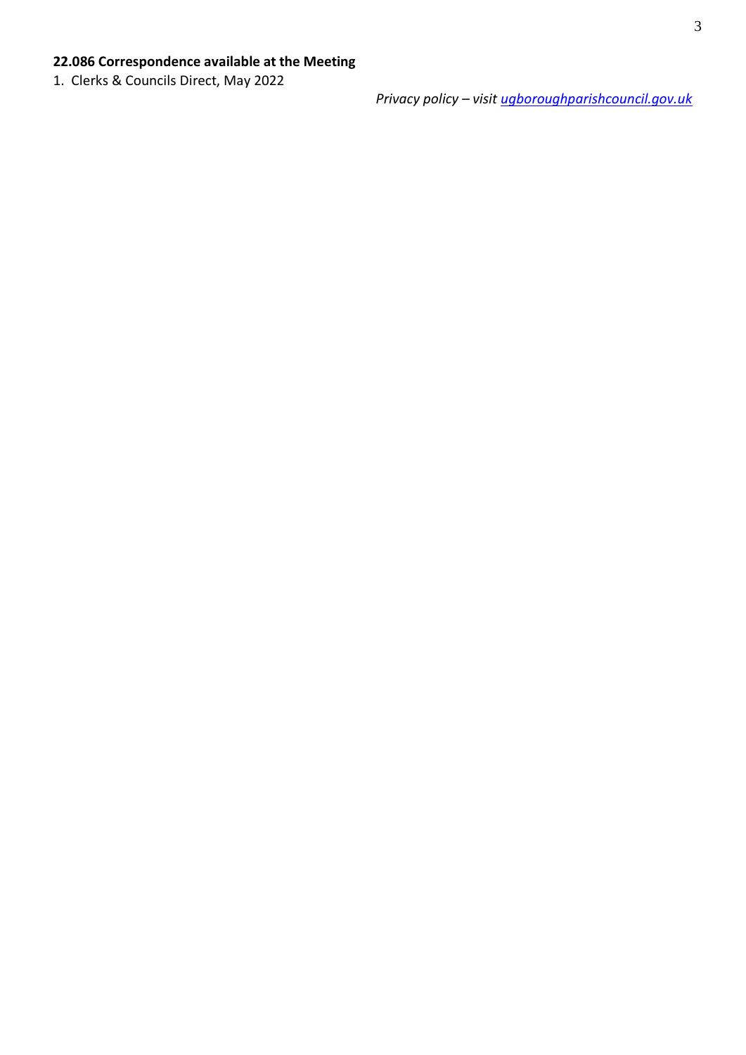**22.086 Correspondence available at the Meeting**

1. Clerks & Councils Direct, May 2022

*Privacy policy – visit [ugboroughparishcouncil.gov.uk](ugboroughparishcouncil.gov.uk)*